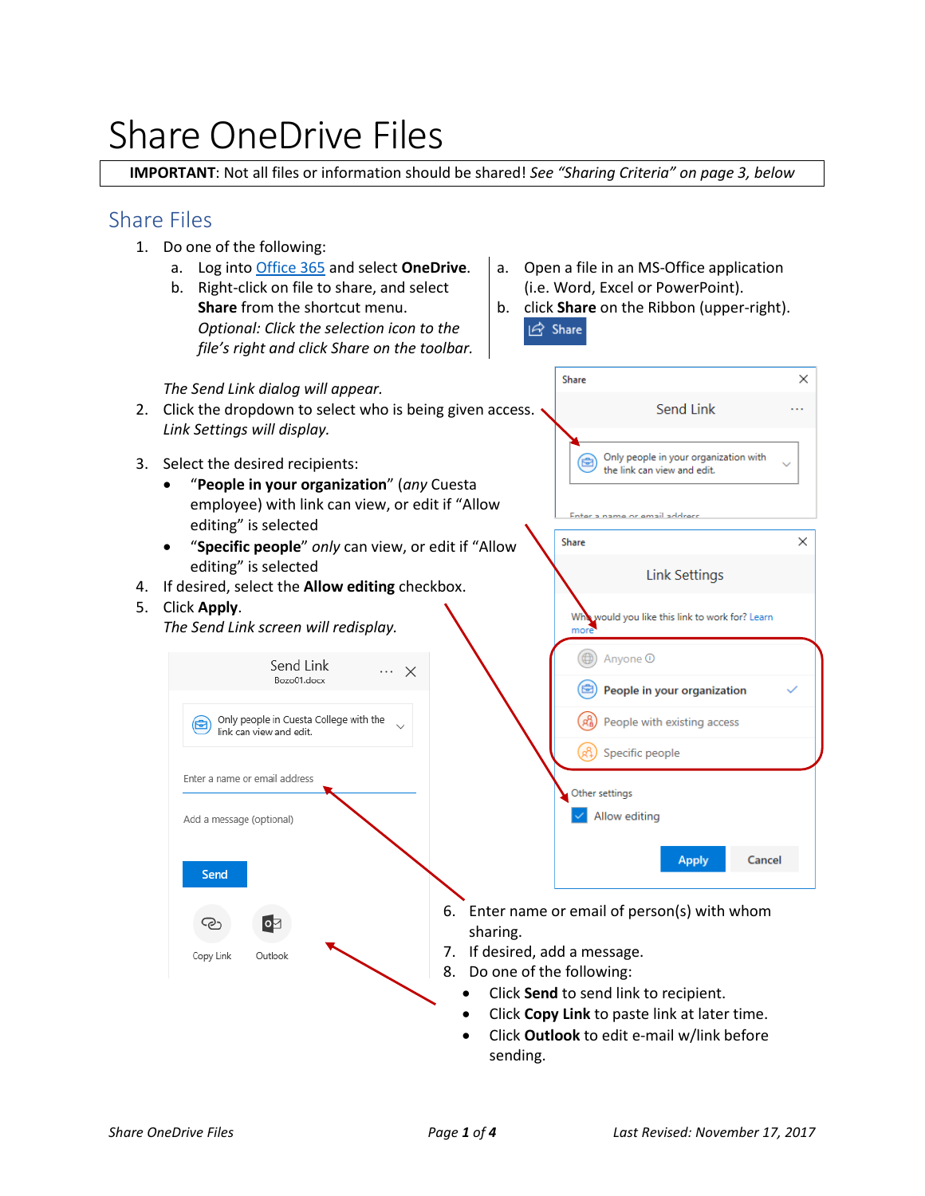# Share OneDrive Files

**IMPORTANT**: Not all files or information should be shared! *See "Sharing Criteria" on page 3, below*

## Share Files

1. Do one of the following:
   a. Log into Office 365 and select **OneDrive**.
   b. Right-click on file to share, and select **Share** from the shortcut menu. *Optional: Click the selection icon to the file's right and click Share on the toolbar.*

   a. Open a file in an MS-Office application (i.e. Word, Excel or PowerPoint).
   b. click **Share** on the Ribbon (upper-right).

   *The Send Link dialog will appear.*
2. Click the dropdown to select who is being given access. *Link Settings will display.*
3. Select the desired recipients:
   - "**People in your organization**" (*any* Cuesta employee) with link can view, or edit if "Allow editing" is selected
   - "**Specific people**" *only* can view, or edit if "Allow editing" is selected
4. If desired, select the **Allow editing** checkbox.
5. Click **Apply**. *The Send Link screen will redisplay.*
6. Enter name or email of person(s) with whom sharing.
7. If desired, add a message.
8. Do one of the following:
   - Click **Send** to send link to recipient.
   - Click **Copy Link** to paste link at later time.
   - Click **Outlook** to edit e-mail w/link before sending.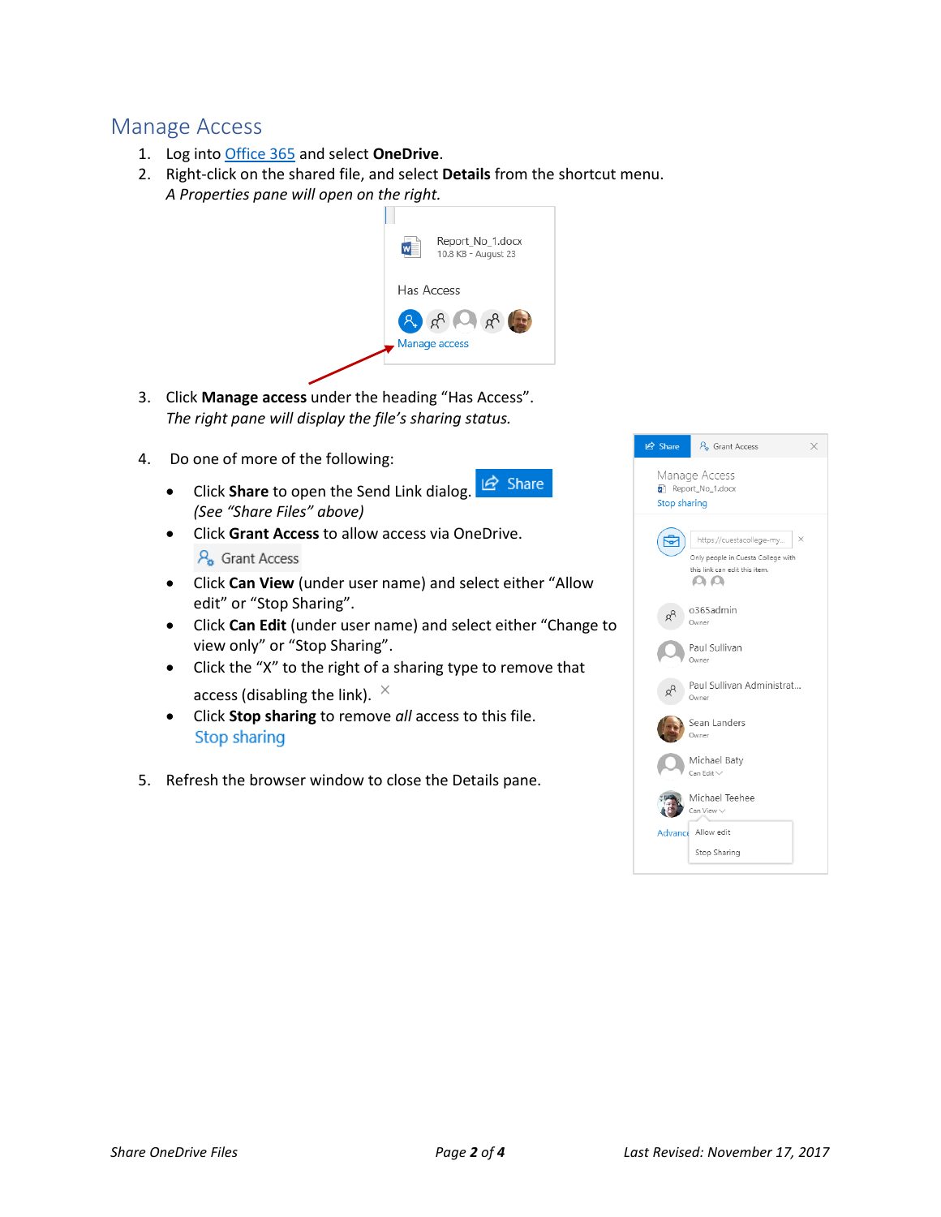## Manage Access

1. Log into [Office 365](#) and select **OneDrive**.
2. Right-click on the shared file, and select **Details** from the shortcut menu.
   *A Properties pane will open on the right.*
3. Click **Manage access** under the heading "Has Access".
   *The right pane will display the file's sharing status.*
4. Do one of more of the following:
   - Click **Share** to open the Send Link dialog.
     *(See "Share Files" above)*
   - Click **Grant Access** to allow access via OneDrive.
   - Click **Can View** (under user name) and select either "Allow edit" or "Stop Sharing".
   - Click **Can Edit** (under user name) and select either "Change to view only" or "Stop Sharing".
   - Click the "X" to the right of a sharing type to remove that access (disabling the link).
   - Click **Stop sharing** to remove *all* access to this file.
5. Refresh the browser window to close the Details pane.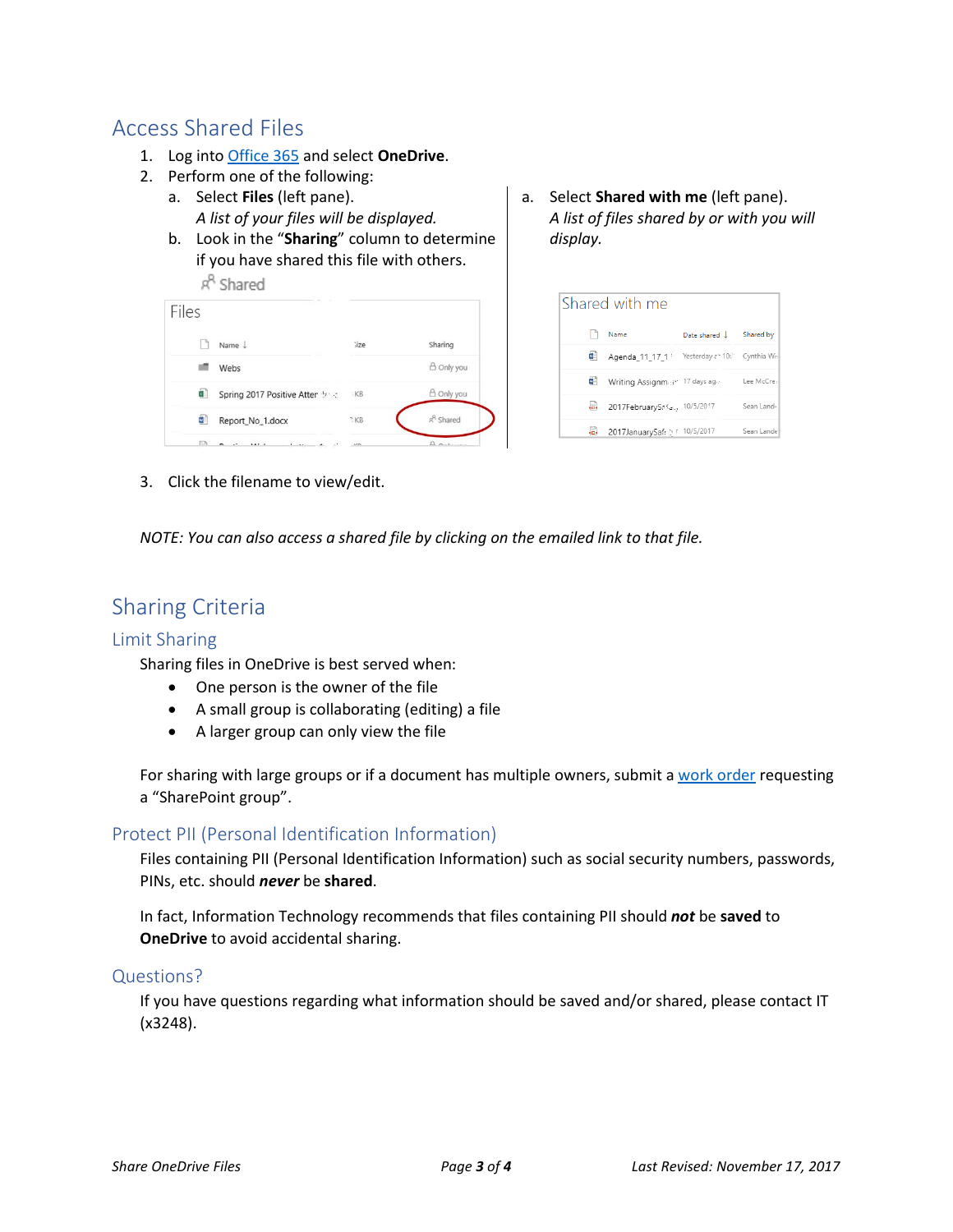# Access Shared Files

1. Log into Office 365 and select **OneDrive**.
2. Perform one of the following:
   a. Select **Files** (left pane).
      *A list of your files will be displayed.*
   b. Look in the "**Sharing**" column to determine if you have shared this file with others.

   a. Select **Shared with me** (left pane).
      *A list of files shared by or with you will display.*

3. Click the filename to view/edit.

*NOTE: You can also access a shared file by clicking on the emailed link to that file.*

# Sharing Criteria

## Limit Sharing

Sharing files in OneDrive is best served when:

- One person is the owner of the file
- A small group is collaborating (editing) a file
- A larger group can only view the file

For sharing with large groups or if a document has multiple owners, submit a work order requesting a "SharePoint group".

## Protect PII (Personal Identification Information)

Files containing PII (Personal Identification Information) such as social security numbers, passwords, PINs, etc. should ***never*** be **shared**.

In fact, Information Technology recommends that files containing PII should ***not*** be **saved** to **OneDrive** to avoid accidental sharing.

## Questions?

If you have questions regarding what information should be saved and/or shared, please contact IT (x3248).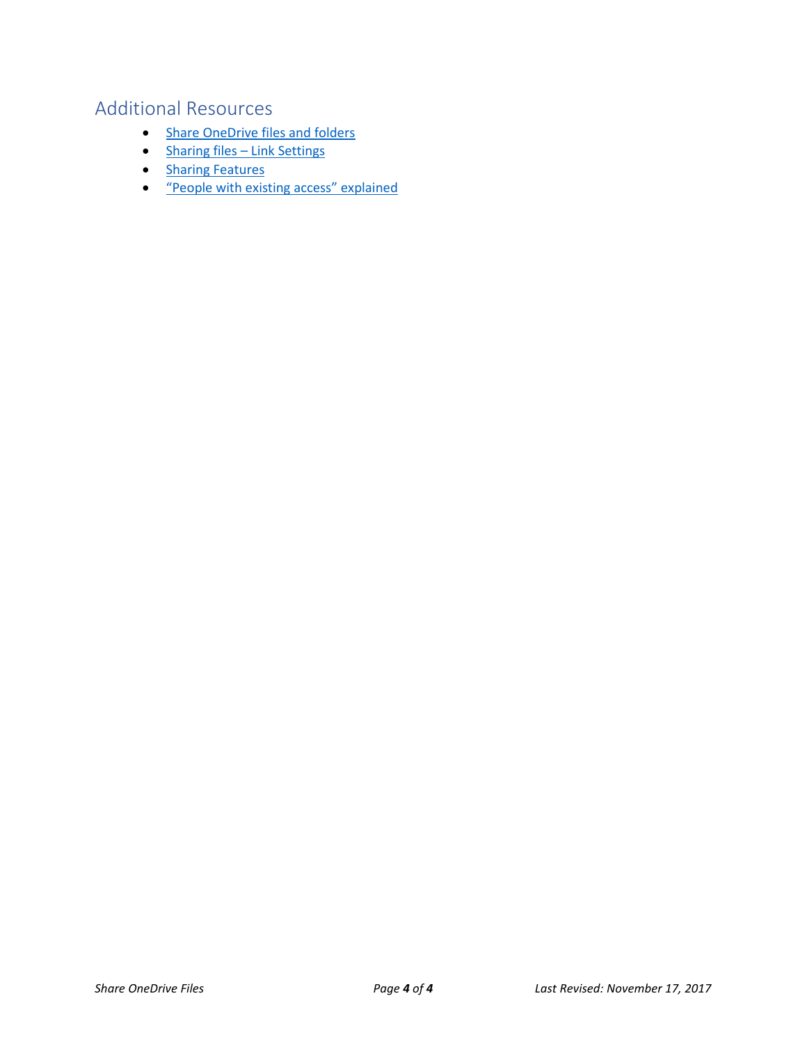## Additional Resources

- Share OneDrive files and folders
- Sharing files – Link Settings
- Sharing Features
- "People with existing access" explained